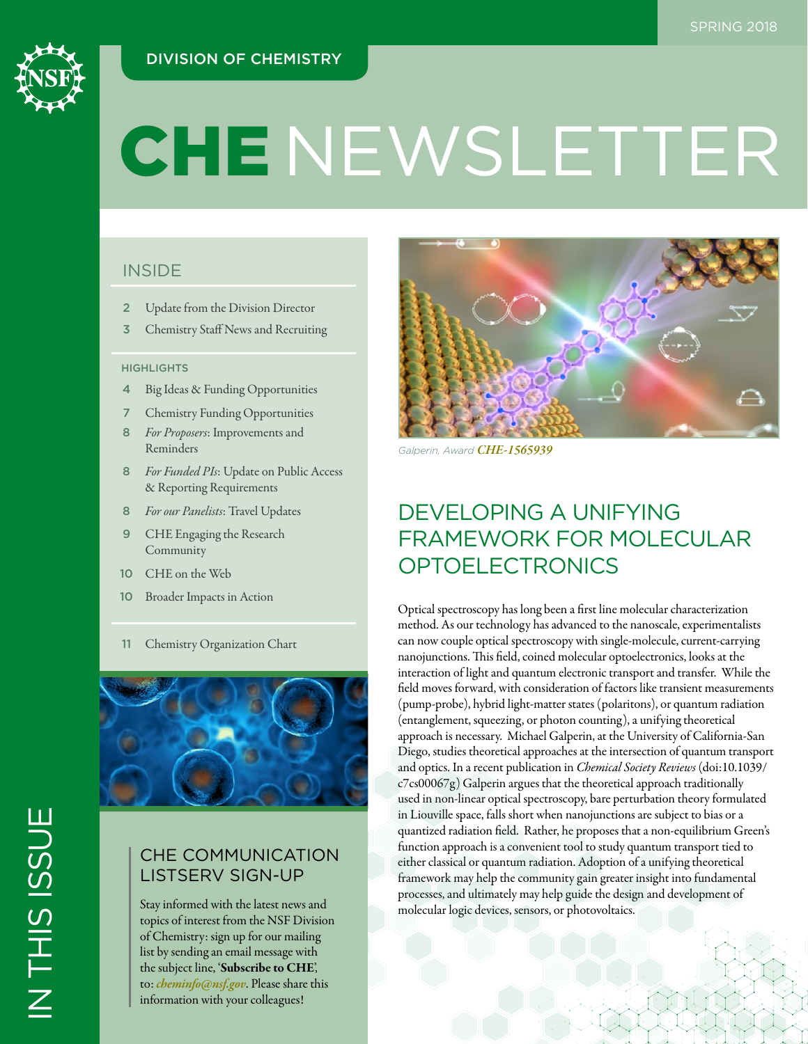SPRING 2018

DIVISION OF CHEMISTRY

# CHE NEWSLETTER

## INSIDE

- 2 Update from the Division Director
- 3 Chemistry Staff News and Recruiting

### HIGHLIGHTS

- 4 Big Ideas & Funding Opportunities
- 7 Chemistry Funding Opportunities
- 8 *For Proposers*: Improvements and Reminders
- 8 *For Funded PIs*: Update on Public Access & Reporting Requirements
- 8 *For our Panelists*: Travel Updates
- 9 CHE Engaging the Research Community
- 10 CHE on the Web
- 10 Broader Impacts in Action

- 11 Chemistry Organization Chart

## CHE COMMUNICATION LISTSERV SIGN-UP

Stay informed with the latest news and topics of interest from the NSF Division of Chemistry: sign up for our mailing list by sending an email message with the subject line, '**Subscribe to CHE**', to: *cheminfo@nsf.gov*. Please share this information with your colleagues!

IN THIS ISSUE

*Galperin, Award* ***CHE-1565939***

## DEVELOPING A UNIFYING FRAMEWORK FOR MOLECULAR OPTOELECTRONICS

Optical spectroscopy has long been a first line molecular characterization method. As our technology has advanced to the nanoscale, experimentalists can now couple optical spectroscopy with single-molecule, current-carrying nanojunctions. This field, coined molecular optoelectronics, looks at the interaction of light and quantum electronic transport and transfer. While the field moves forward, with consideration of factors like transient measurements (pump-probe), hybrid light-matter states (polaritons), or quantum radiation (entanglement, squeezing, or photon counting), a unifying theoretical approach is necessary. Michael Galperin, at the University of California-San Diego, studies theoretical approaches at the intersection of quantum transport and optics. In a recent publication in *Chemical Society Reviews* (doi:10.1039/c7cs00067g) Galperin argues that the theoretical approach traditionally used in non-linear optical spectroscopy, bare perturbation theory formulated in Liouville space, falls short when nanojunctions are subject to bias or a quantized radiation field. Rather, he proposes that a non-equilibrium Green's function approach is a convenient tool to study quantum transport tied to either classical or quantum radiation. Adoption of a unifying theoretical framework may help the community gain greater insight into fundamental processes, and ultimately may help guide the design and development of molecular logic devices, sensors, or photovoltaics.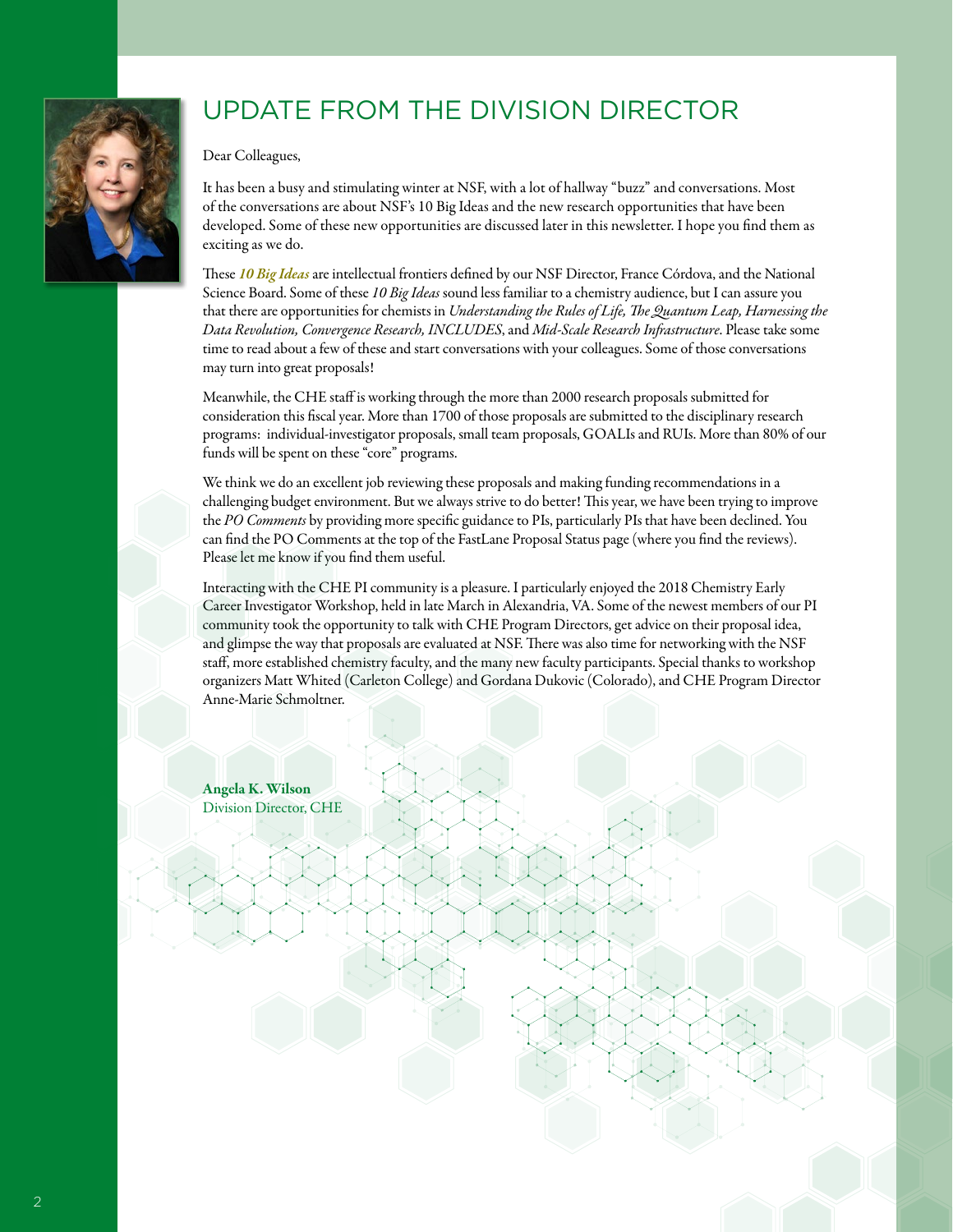# UPDATE FROM THE DIVISION DIRECTOR

Dear Colleagues,

It has been a busy and stimulating winter at NSF, with a lot of hallway "buzz" and conversations. Most of the conversations are about NSF's 10 Big Ideas and the new research opportunities that have been developed. Some of these new opportunities are discussed later in this newsletter. I hope you find them as exciting as we do.

These ***10 Big Ideas*** are intellectual frontiers defined by our NSF Director, France Córdova, and the National Science Board. Some of these *10 Big Ideas* sound less familiar to a chemistry audience, but I can assure you that there are opportunities for chemists in *Understanding the Rules of Life, The Quantum Leap, Harnessing the Data Revolution, Convergence Research, INCLUDES*, and *Mid-Scale Research Infrastructure*. Please take some time to read about a few of these and start conversations with your colleagues. Some of those conversations may turn into great proposals!

Meanwhile, the CHE staff is working through the more than 2000 research proposals submitted for consideration this fiscal year. More than 1700 of those proposals are submitted to the disciplinary research programs: individual-investigator proposals, small team proposals, GOALIs and RUIs. More than 80% of our funds will be spent on these "core" programs.

We think we do an excellent job reviewing these proposals and making funding recommendations in a challenging budget environment. But we always strive to do better! This year, we have been trying to improve the *PO Comments* by providing more specific guidance to PIs, particularly PIs that have been declined. You can find the PO Comments at the top of the FastLane Proposal Status page (where you find the reviews). Please let me know if you find them useful.

Interacting with the CHE PI community is a pleasure. I particularly enjoyed the 2018 Chemistry Early Career Investigator Workshop, held in late March in Alexandria, VA. Some of the newest members of our PI community took the opportunity to talk with CHE Program Directors, get advice on their proposal idea, and glimpse the way that proposals are evaluated at NSF. There was also time for networking with the NSF staff, more established chemistry faculty, and the many new faculty participants. Special thanks to workshop organizers Matt Whited (Carleton College) and Gordana Dukovic (Colorado), and CHE Program Director Anne-Marie Schmoltner.

**Angela K. Wilson**
Division Director, CHE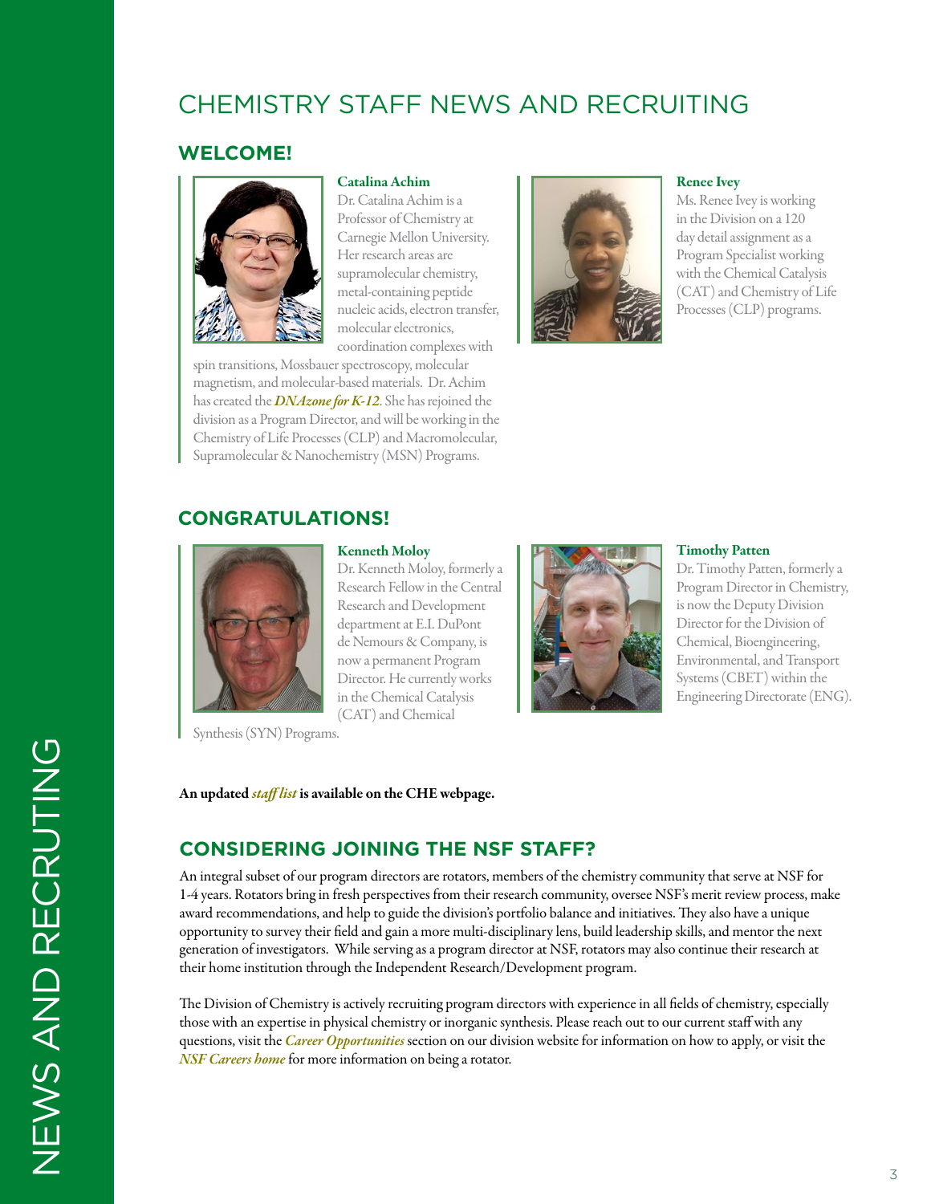# CHEMISTRY STAFF NEWS AND RECRUITING

## WELCOME!

### Catalina Achim

Dr. Catalina Achim is a Professor of Chemistry at Carnegie Mellon University. Her research areas are supramolecular chemistry, metal-containing peptide nucleic acids, electron transfer, molecular electronics, coordination complexes with spin transitions, Mossbauer spectroscopy, molecular magnetism, and molecular-based materials. Dr. Achim has created the ***DNAzone for K-12***. She has rejoined the division as a Program Director, and will be working in the Chemistry of Life Processes (CLP) and Macromolecular, Supramolecular & Nanochemistry (MSN) Programs.

### Renee Ivey

Ms. Renee Ivey is working in the Division on a 120 day detail assignment as a Program Specialist working with the Chemical Catalysis (CAT) and Chemistry of Life Processes (CLP) programs.

## CONGRATULATIONS!

### Kenneth Moloy

Dr. Kenneth Moloy, formerly a Research Fellow in the Central Research and Development department at E.I. DuPont de Nemours & Company, is now a permanent Program Director. He currently works in the Chemical Catalysis (CAT) and Chemical Synthesis (SYN) Programs.

### Timothy Patten

Dr. Timothy Patten, formerly a Program Director in Chemistry, is now the Deputy Division Director for the Division of Chemical, Bioengineering, Environmental, and Transport Systems (CBET) within the Engineering Directorate (ENG).

**An updated *staff list* is available on the CHE webpage.**

## CONSIDERING JOINING THE NSF STAFF?

An integral subset of our program directors are rotators, members of the chemistry community that serve at NSF for 1-4 years. Rotators bring in fresh perspectives from their research community, oversee NSF's merit review process, make award recommendations, and help to guide the division's portfolio balance and initiatives. They also have a unique opportunity to survey their field and gain a more multi-disciplinary lens, build leadership skills, and mentor the next generation of investigators. While serving as a program director at NSF, rotators may also continue their research at their home institution through the Independent Research/Development program.

The Division of Chemistry is actively recruiting program directors with experience in all fields of chemistry, especially those with an expertise in physical chemistry or inorganic synthesis. Please reach out to our current staff with any questions, visit the ***Career Opportunities*** section on our division website for information on how to apply, or visit the ***NSF Careers home*** for more information on being a rotator.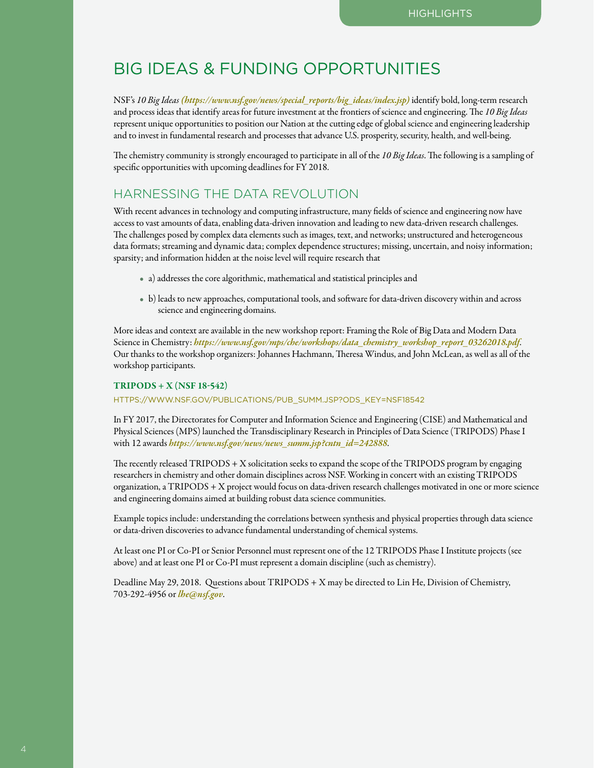# BIG IDEAS & FUNDING OPPORTUNITIES

NSF's *10 Big Ideas* ***(https://www.nsf.gov/news/special_reports/big_ideas/index.jsp)*** identify bold, long-term research and process ideas that identify areas for future investment at the frontiers of science and engineering. The *10 Big Ideas* represent unique opportunities to position our Nation at the cutting edge of global science and engineering leadership and to invest in fundamental research and processes that advance U.S. prosperity, security, health, and well-being.

The chemistry community is strongly encouraged to participate in all of the *10 Big Ideas*. The following is a sampling of specific opportunities with upcoming deadlines for FY 2018.

## HARNESSING THE DATA REVOLUTION

With recent advances in technology and computing infrastructure, many fields of science and engineering now have access to vast amounts of data, enabling data-driven innovation and leading to new data-driven research challenges. The challenges posed by complex data elements such as images, text, and networks; unstructured and heterogeneous data formats; streaming and dynamic data; complex dependence structures; missing, uncertain, and noisy information; sparsity; and information hidden at the noise level will require research that

- a) addresses the core algorithmic, mathematical and statistical principles and
- b) leads to new approaches, computational tools, and software for data-driven discovery within and across science and engineering domains.

More ideas and context are available in the new workshop report: Framing the Role of Big Data and Modern Data Science in Chemistry: ***https://www.nsf.gov/mps/che/workshops/data_chemistry_workshop_report_03262018.pdf***. Our thanks to the workshop organizers: Johannes Hachmann, Theresa Windus, and John McLean, as well as all of the workshop participants.

### TRIPODS + X (NSF 18-542)

HTTPS://WWW.NSF.GOV/PUBLICATIONS/PUB_SUMM.JSP?ODS_KEY=NSF18542

In FY 2017, the Directorates for Computer and Information Science and Engineering (CISE) and Mathematical and Physical Sciences (MPS) launched the Transdisciplinary Research in Principles of Data Science (TRIPODS) Phase I with 12 awards ***https://www.nsf.gov/news/news_summ.jsp?cntn_id=242888***.

The recently released TRIPODS + X solicitation seeks to expand the scope of the TRIPODS program by engaging researchers in chemistry and other domain disciplines across NSF. Working in concert with an existing TRIPODS organization, a TRIPODS + X project would focus on data-driven research challenges motivated in one or more science and engineering domains aimed at building robust data science communities.

Example topics include: understanding the correlations between synthesis and physical properties through data science or data-driven discoveries to advance fundamental understanding of chemical systems.

At least one PI or Co-PI or Senior Personnel must represent one of the 12 TRIPODS Phase I Institute projects (see above) and at least one PI or Co-PI must represent a domain discipline (such as chemistry).

Deadline May 29, 2018. Questions about TRIPODS + X may be directed to Lin He, Division of Chemistry, 703-292-4956 or ***lhe@nsf.gov***.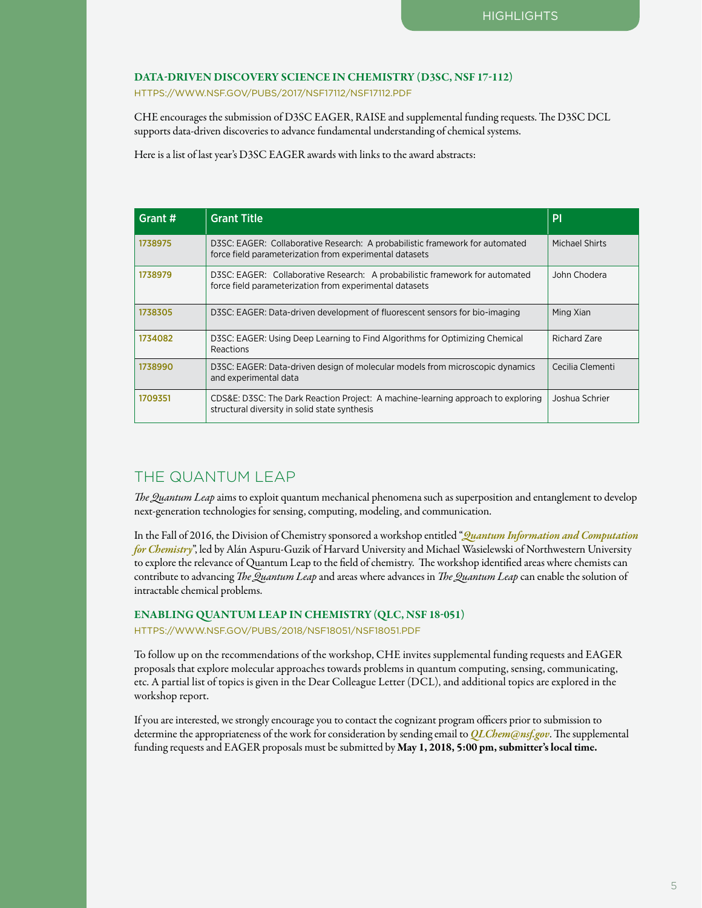## DATA-DRIVEN DISCOVERY SCIENCE IN CHEMISTRY (D3SC, NSF 17-112)

HTTPS://WWW.NSF.GOV/PUBS/2017/NSF17112/NSF17112.PDF

CHE encourages the submission of D3SC EAGER, RAISE and supplemental funding requests. The D3SC DCL supports data-driven discoveries to advance fundamental understanding of chemical systems.

Here is a list of last year's D3SC EAGER awards with links to the award abstracts:

| Grant # | Grant Title | PI |
|---|---|---|
| 1738975 | D3SC: EAGER: Collaborative Research: A probabilistic framework for automated force field parameterization from experimental datasets | Michael Shirts |
| 1738979 | D3SC: EAGER: Collaborative Research: A probabilistic framework for automated force field parameterization from experimental datasets | John Chodera |
| 1738305 | D3SC: EAGER: Data-driven development of fluorescent sensors for bio-imaging | Ming Xian |
| 1734082 | D3SC: EAGER: Using Deep Learning to Find Algorithms for Optimizing Chemical Reactions | Richard Zare |
| 1738990 | D3SC: EAGER: Data-driven design of molecular models from microscopic dynamics and experimental data | Cecilia Clementi |
| 1709351 | CDS&E: D3SC: The Dark Reaction Project: A machine-learning approach to exploring structural diversity in solid state synthesis | Joshua Schrier |

# THE QUANTUM LEAP

*The Quantum Leap* aims to exploit quantum mechanical phenomena such as superposition and entanglement to develop next-generation technologies for sensing, computing, modeling, and communication.

In the Fall of 2016, the Division of Chemistry sponsored a workshop entitled "*Quantum Information and Computation for Chemistry*", led by Alán Aspuru-Guzik of Harvard University and Michael Wasielewski of Northwestern University to explore the relevance of Quantum Leap to the field of chemistry. The workshop identified areas where chemists can contribute to advancing *The Quantum Leap* and areas where advances in *The Quantum Leap* can enable the solution of intractable chemical problems.

## ENABLING QUANTUM LEAP IN CHEMISTRY (QLC, NSF 18-051)

HTTPS://WWW.NSF.GOV/PUBS/2018/NSF18051/NSF18051.PDF

To follow up on the recommendations of the workshop, CHE invites supplemental funding requests and EAGER proposals that explore molecular approaches towards problems in quantum computing, sensing, communicating, etc. A partial list of topics is given in the Dear Colleague Letter (DCL), and additional topics are explored in the workshop report.

If you are interested, we strongly encourage you to contact the cognizant program officers prior to submission to determine the appropriateness of the work for consideration by sending email to *QLChem@nsf.gov*. The supplemental funding requests and EAGER proposals must be submitted by **May 1, 2018, 5:00 pm, submitter's local time.**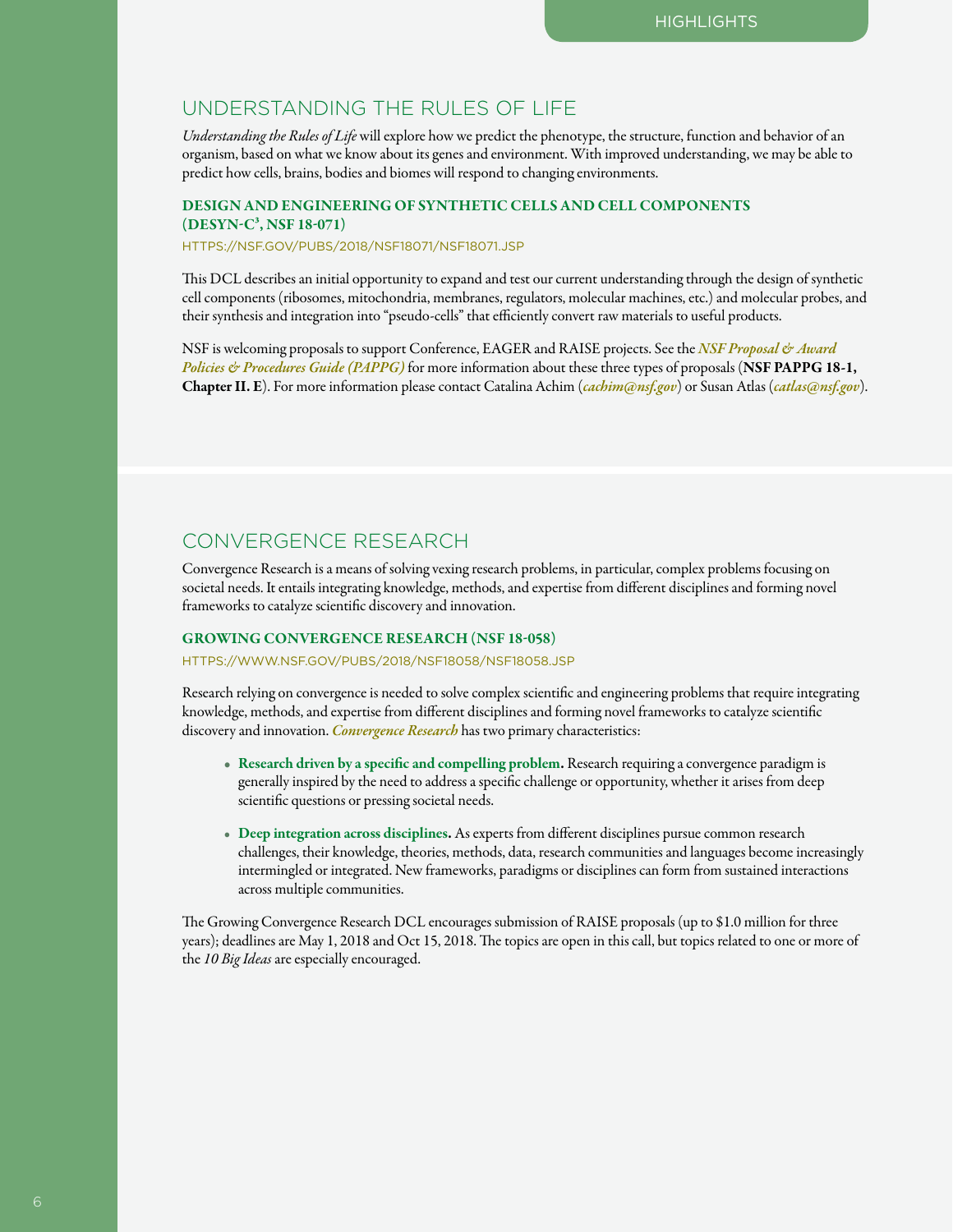## UNDERSTANDING THE RULES OF LIFE

*Understanding the Rules of Life* will explore how we predict the phenotype, the structure, function and behavior of an organism, based on what we know about its genes and environment. With improved understanding, we may be able to predict how cells, brains, bodies and biomes will respond to changing environments.

### DESIGN AND ENGINEERING OF SYNTHETIC CELLS AND CELL COMPONENTS (DESYN-C$^3$, NSF 18-071)

HTTPS://NSF.GOV/PUBS/2018/NSF18071/NSF18071.JSP

This DCL describes an initial opportunity to expand and test our current understanding through the design of synthetic cell components (ribosomes, mitochondria, membranes, regulators, molecular machines, etc.) and molecular probes, and their synthesis and integration into "pseudo-cells" that efficiently convert raw materials to useful products.

NSF is welcoming proposals to support Conference, EAGER and RAISE projects. See the ***NSF Proposal & Award Policies & Procedures Guide (PAPPG)*** for more information about these three types of proposals (**NSF PAPPG 18-1, Chapter II. E**). For more information please contact Catalina Achim (***cachim@nsf.gov***) or Susan Atlas (***catlas@nsf.gov***).

## CONVERGENCE RESEARCH

Convergence Research is a means of solving vexing research problems, in particular, complex problems focusing on societal needs. It entails integrating knowledge, methods, and expertise from different disciplines and forming novel frameworks to catalyze scientific discovery and innovation.

### GROWING CONVERGENCE RESEARCH (NSF 18-058)

HTTPS://WWW.NSF.GOV/PUBS/2018/NSF18058/NSF18058.JSP

Research relying on convergence is needed to solve complex scientific and engineering problems that require integrating knowledge, methods, and expertise from different disciplines and forming novel frameworks to catalyze scientific discovery and innovation. ***Convergence Research*** has two primary characteristics:

- **Research driven by a specific and compelling problem.** Research requiring a convergence paradigm is generally inspired by the need to address a specific challenge or opportunity, whether it arises from deep scientific questions or pressing societal needs.
- **Deep integration across disciplines.** As experts from different disciplines pursue common research challenges, their knowledge, theories, methods, data, research communities and languages become increasingly intermingled or integrated. New frameworks, paradigms or disciplines can form from sustained interactions across multiple communities.

The Growing Convergence Research DCL encourages submission of RAISE proposals (up to $1.0 million for three years); deadlines are May 1, 2018 and Oct 15, 2018. The topics are open in this call, but topics related to one or more of the *10 Big Ideas* are especially encouraged.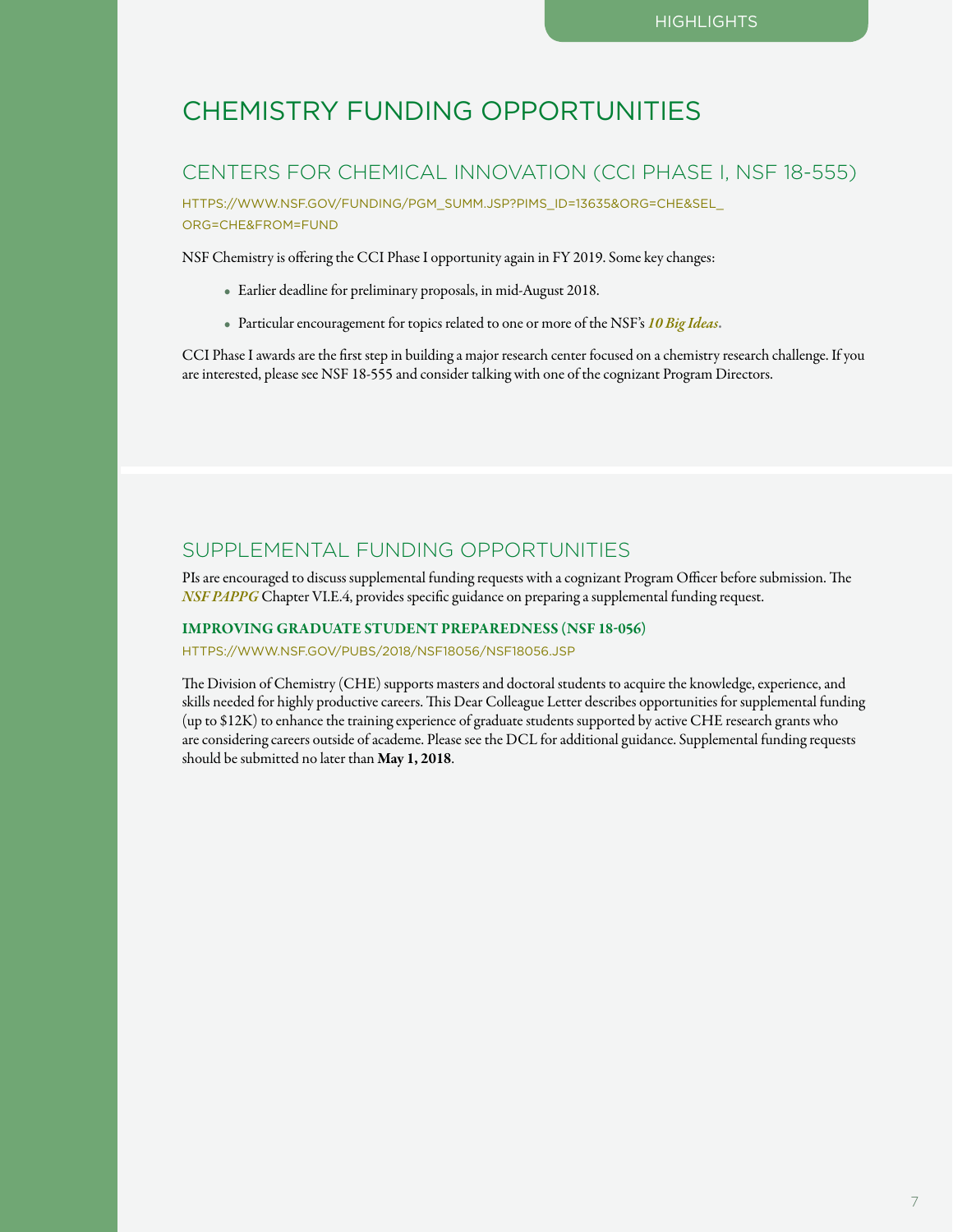# CHEMISTRY FUNDING OPPORTUNITIES

## CENTERS FOR CHEMICAL INNOVATION (CCI PHASE I, NSF 18-555)

HTTPS://WWW.NSF.GOV/FUNDING/PGM_SUMM.JSP?PIMS_ID=13635&ORG=CHE&SEL_ORG=CHE&FROM=FUND

NSF Chemistry is offering the CCI Phase I opportunity again in FY 2019. Some key changes:

- Earlier deadline for preliminary proposals, in mid-August 2018.
- Particular encouragement for topics related to one or more of the NSF's ***10 Big Ideas***.

CCI Phase I awards are the first step in building a major research center focused on a chemistry research challenge. If you are interested, please see NSF 18-555 and consider talking with one of the cognizant Program Directors.

## SUPPLEMENTAL FUNDING OPPORTUNITIES

PIs are encouraged to discuss supplemental funding requests with a cognizant Program Officer before submission. The ***NSF PAPPG*** Chapter VI.E.4, provides specific guidance on preparing a supplemental funding request.

### IMPROVING GRADUATE STUDENT PREPAREDNESS (NSF 18-056)

HTTPS://WWW.NSF.GOV/PUBS/2018/NSF18056/NSF18056.JSP

The Division of Chemistry (CHE) supports masters and doctoral students to acquire the knowledge, experience, and skills needed for highly productive careers. This Dear Colleague Letter describes opportunities for supplemental funding (up to $12K) to enhance the training experience of graduate students supported by active CHE research grants who are considering careers outside of academe. Please see the DCL for additional guidance. Supplemental funding requests should be submitted no later than **May 1, 2018**.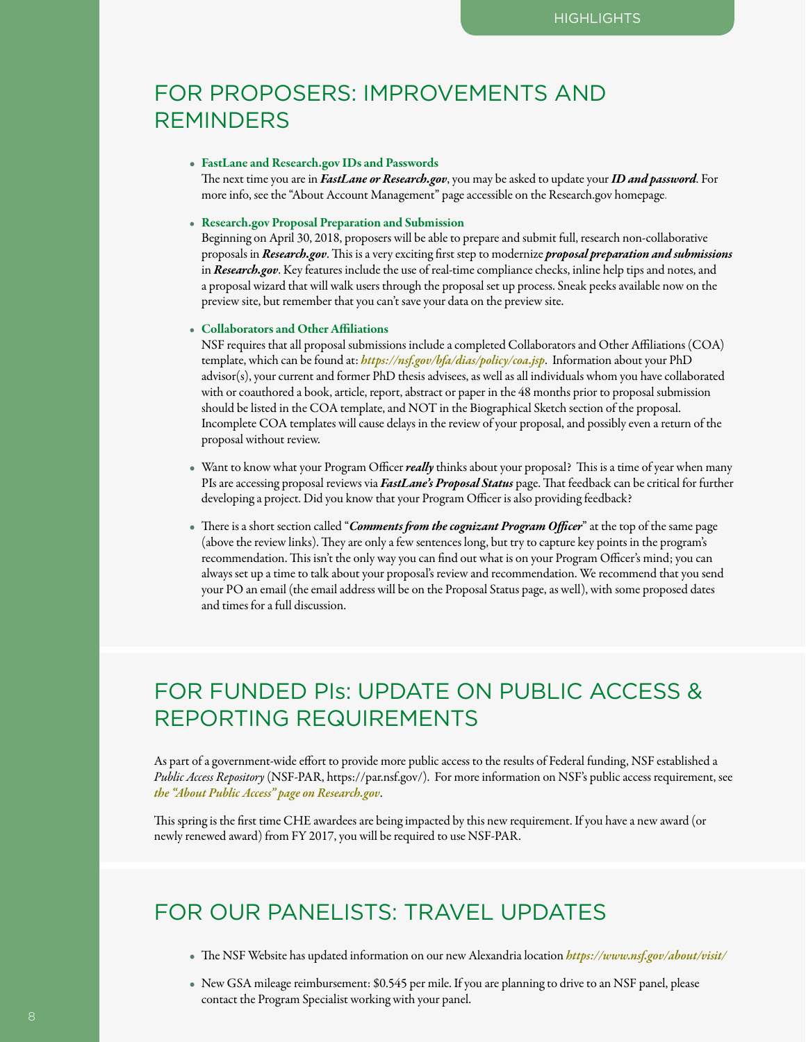## FOR PROPOSERS: IMPROVEMENTS AND REMINDERS

- **FastLane and Research.gov IDs and Passwords**
  The next time you are in ***FastLane or Research.gov***, you may be asked to update your ***ID and password***. For more info, see the "About Account Management" page accessible on the Research.gov homepage.

- **Research.gov Proposal Preparation and Submission**
  Beginning on April 30, 2018, proposers will be able to prepare and submit full, research non-collaborative proposals in ***Research.gov***. This is a very exciting first step to modernize ***proposal preparation and submissions*** in ***Research.gov***. Key features include the use of real-time compliance checks, inline help tips and notes, and a proposal wizard that will walk users through the proposal set up process. Sneak peeks available now on the preview site, but remember that you can't save your data on the preview site.

- **Collaborators and Other Affiliations**
  NSF requires that all proposal submissions include a completed Collaborators and Other Affiliations (COA) template, which can be found at: ***https://nsf.gov/bfa/dias/policy/coa.jsp***. Information about your PhD advisor(s), your current and former PhD thesis advisees, as well as all individuals whom you have collaborated with or coauthored a book, article, report, abstract or paper in the 48 months prior to proposal submission should be listed in the COA template, and NOT in the Biographical Sketch section of the proposal. Incomplete COA templates will cause delays in the review of your proposal, and possibly even a return of the proposal without review.

- Want to know what your Program Officer ***really*** thinks about your proposal? This is a time of year when many PIs are accessing proposal reviews via ***FastLane's Proposal Status*** page. That feedback can be critical for further developing a project. Did you know that your Program Officer is also providing feedback?

- There is a short section called "***Comments from the cognizant Program Officer***" at the top of the same page (above the review links). They are only a few sentences long, but try to capture key points in the program's recommendation. This isn't the only way you can find out what is on your Program Officer's mind; you can always set up a time to talk about your proposal's review and recommendation. We recommend that you send your PO an email (the email address will be on the Proposal Status page, as well), with some proposed dates and times for a full discussion.

## FOR FUNDED PIs: UPDATE ON PUBLIC ACCESS & REPORTING REQUIREMENTS

As part of a government-wide effort to provide more public access to the results of Federal funding, NSF established a *Public Access Repository* (NSF-PAR, https://par.nsf.gov/). For more information on NSF's public access requirement, see ***the "About Public Access" page on Research.gov***.

This spring is the first time CHE awardees are being impacted by this new requirement. If you have a new award (or newly renewed award) from FY 2017, you will be required to use NSF-PAR.

## FOR OUR PANELISTS: TRAVEL UPDATES

- The NSF Website has updated information on our new Alexandria location ***https://www.nsf.gov/about/visit/***
- New GSA mileage reimbursement: $0.545 per mile. If you are planning to drive to an NSF panel, please contact the Program Specialist working with your panel.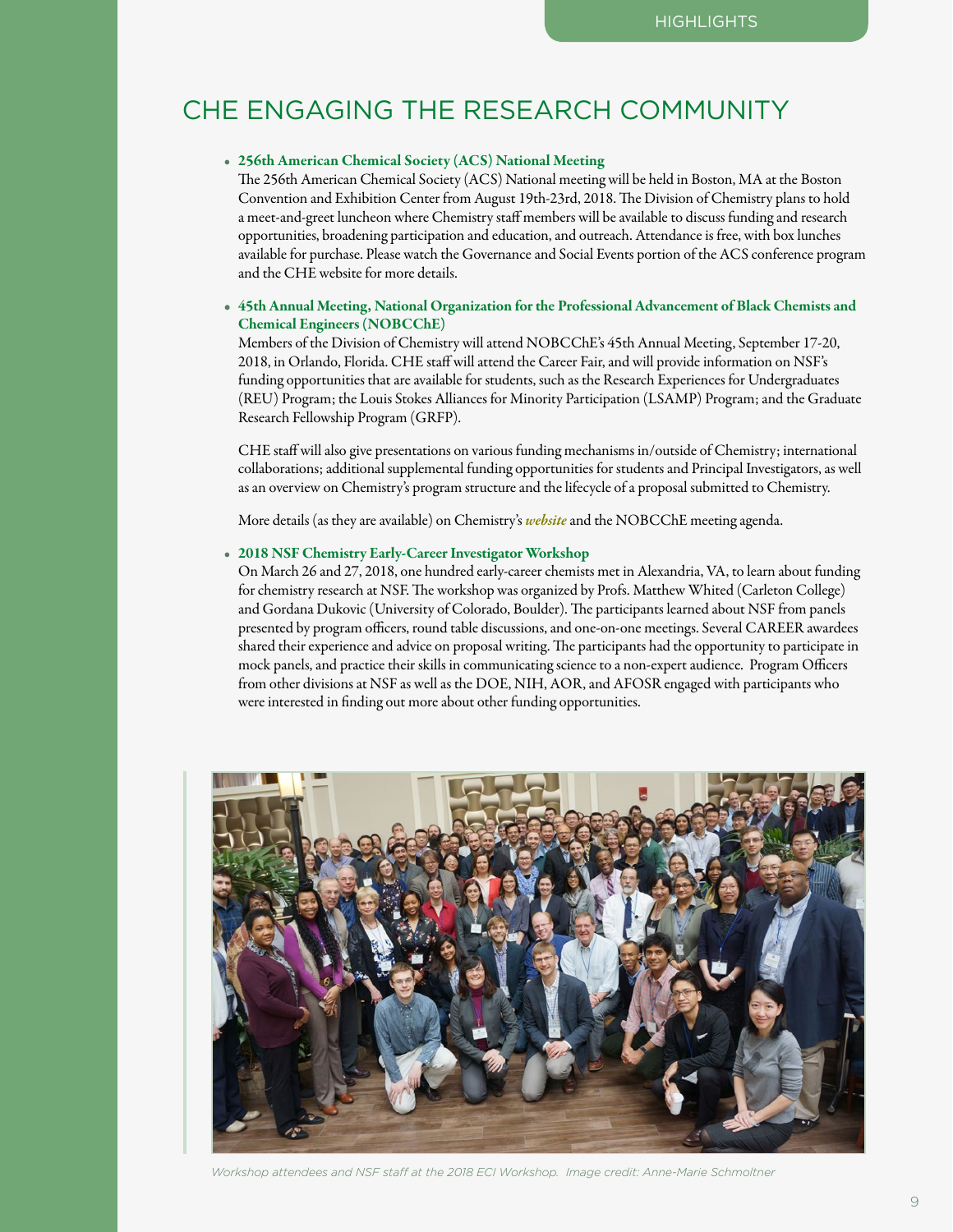# CHE ENGAGING THE RESEARCH COMMUNITY

- **256th American Chemical Society (ACS) National Meeting**
  The 256th American Chemical Society (ACS) National meeting will be held in Boston, MA at the Boston Convention and Exhibition Center from August 19th-23rd, 2018. The Division of Chemistry plans to hold a meet-and-greet luncheon where Chemistry staff members will be available to discuss funding and research opportunities, broadening participation and education, and outreach. Attendance is free, with box lunches available for purchase. Please watch the Governance and Social Events portion of the ACS conference program and the CHE website for more details.

- **45th Annual Meeting, National Organization for the Professional Advancement of Black Chemists and Chemical Engineers (NOBCChE)**
  Members of the Division of Chemistry will attend NOBCChE's 45th Annual Meeting, September 17-20, 2018, in Orlando, Florida. CHE staff will attend the Career Fair, and will provide information on NSF's funding opportunities that are available for students, such as the Research Experiences for Undergraduates (REU) Program; the Louis Stokes Alliances for Minority Participation (LSAMP) Program; and the Graduate Research Fellowship Program (GRFP).

  CHE staff will also give presentations on various funding mechanisms in/outside of Chemistry; international collaborations; additional supplemental funding opportunities for students and Principal Investigators, as well as an overview on Chemistry's program structure and the lifecycle of a proposal submitted to Chemistry.

  More details (as they are available) on Chemistry's ***website*** and the NOBCChE meeting agenda.

- **2018 NSF Chemistry Early-Career Investigator Workshop**
  On March 26 and 27, 2018, one hundred early-career chemists met in Alexandria, VA, to learn about funding for chemistry research at NSF. The workshop was organized by Profs. Matthew Whited (Carleton College) and Gordana Dukovic (University of Colorado, Boulder). The participants learned about NSF from panels presented by program officers, round table discussions, and one-on-one meetings. Several CAREER awardees shared their experience and advice on proposal writing. The participants had the opportunity to participate in mock panels, and practice their skills in communicating science to a non-expert audience. Program Officers from other divisions at NSF as well as the DOE, NIH, AOR, and AFOSR engaged with participants who were interested in finding out more about other funding opportunities.

*Workshop attendees and NSF staff at the 2018 ECI Workshop. Image credit: Anne-Marie Schmoltner*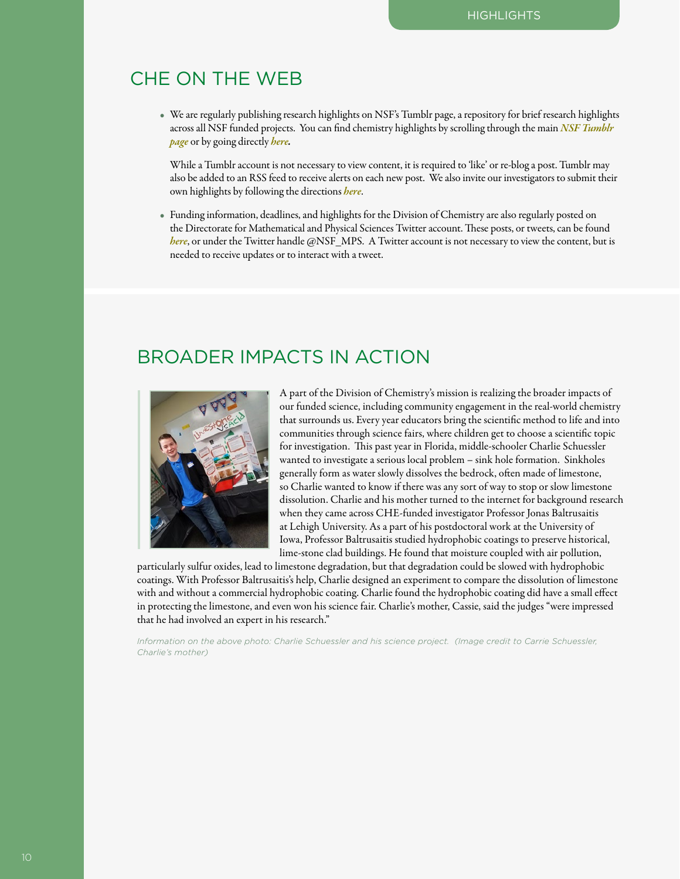## CHE ON THE WEB

- We are regularly publishing research highlights on NSF's Tumblr page, a repository for brief research highlights across all NSF funded projects. You can find chemistry highlights by scrolling through the main ***NSF Tumblr page*** or by going directly ***here.***

  While a Tumblr account is not necessary to view content, it is required to 'like' or re-blog a post. Tumblr may also be added to an RSS feed to receive alerts on each new post. We also invite our investigators to submit their own highlights by following the directions ***here***.

- Funding information, deadlines, and highlights for the Division of Chemistry are also regularly posted on the Directorate for Mathematical and Physical Sciences Twitter account. These posts, or tweets, can be found ***here***, or under the Twitter handle @NSF_MPS. A Twitter account is not necessary to view the content, but is needed to receive updates or to interact with a tweet.

## BROADER IMPACTS IN ACTION

A part of the Division of Chemistry's mission is realizing the broader impacts of our funded science, including community engagement in the real-world chemistry that surrounds us. Every year educators bring the scientific method to life and into communities through science fairs, where children get to choose a scientific topic for investigation. This past year in Florida, middle-schooler Charlie Schuessler wanted to investigate a serious local problem – sink hole formation. Sinkholes generally form as water slowly dissolves the bedrock, often made of limestone, so Charlie wanted to know if there was any sort of way to stop or slow limestone dissolution. Charlie and his mother turned to the internet for background research when they came across CHE-funded investigator Professor Jonas Baltrusaitis at Lehigh University. As a part of his postdoctoral work at the University of Iowa, Professor Baltrusaitis studied hydrophobic coatings to preserve historical, lime-stone clad buildings. He found that moisture coupled with air pollution, particularly sulfur oxides, lead to limestone degradation, but that degradation could be slowed with hydrophobic coatings. With Professor Baltrusaitis's help, Charlie designed an experiment to compare the dissolution of limestone with and without a commercial hydrophobic coating. Charlie found the hydrophobic coating did have a small effect in protecting the limestone, and even won his science fair. Charlie's mother, Cassie, said the judges "were impressed that he had involved an expert in his research."

*Information on the above photo: Charlie Schuessler and his science project. (Image credit to Carrie Schuessler, Charlie's mother)*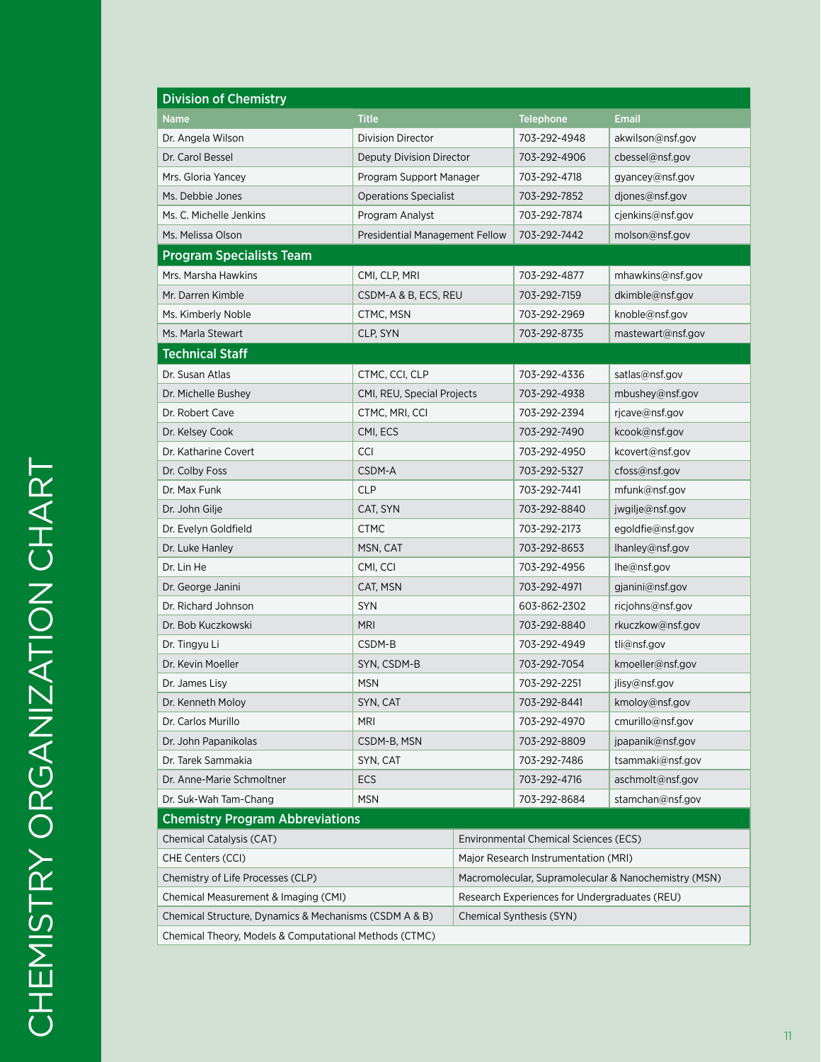# CHEMISTRY ORGANIZATION CHART

## Division of Chemistry

| Name | Title | Telephone | Email |
|---|---|---|---|
| Dr. Angela Wilson | Division Director | 703-292-4948 | akwilson@nsf.gov |
| Dr. Carol Bessel | Deputy Division Director | 703-292-4906 | cbessel@nsf.gov |
| Mrs. Gloria Yancey | Program Support Manager | 703-292-4718 | gyancey@nsf.gov |
| Ms. Debbie Jones | Operations Specialist | 703-292-7852 | djones@nsf.gov |
| Ms. C. Michelle Jenkins | Program Analyst | 703-292-7874 | cjenkins@nsf.gov |
| Ms. Melissa Olson | Presidential Management Fellow | 703-292-7442 | molson@nsf.gov |

## Program Specialists Team

| Name | Title | Telephone | Email |
|---|---|---|---|
| Mrs. Marsha Hawkins | CMI, CLP, MRI | 703-292-4877 | mhawkins@nsf.gov |
| Mr. Darren Kimble | CSDM-A & B, ECS, REU | 703-292-7159 | dkimble@nsf.gov |
| Ms. Kimberly Noble | CTMC, MSN | 703-292-2969 | knoble@nsf.gov |
| Ms. Marla Stewart | CLP, SYN | 703-292-8735 | mastewart@nsf.gov |

## Technical Staff

| Name | Title | Telephone | Email |
|---|---|---|---|
| Dr. Susan Atlas | CTMC, CCI, CLP | 703-292-4336 | satlas@nsf.gov |
| Dr. Michelle Bushey | CMI, REU, Special Projects | 703-292-4938 | mbushey@nsf.gov |
| Dr. Robert Cave | CTMC, MRI, CCI | 703-292-2394 | rjcave@nsf.gov |
| Dr. Kelsey Cook | CMI, ECS | 703-292-7490 | kcook@nsf.gov |
| Dr. Katharine Covert | CCI | 703-292-4950 | kcovert@nsf.gov |
| Dr. Colby Foss | CSDM-A | 703-292-5327 | cfoss@nsf.gov |
| Dr. Max Funk | CLP | 703-292-7441 | mfunk@nsf.gov |
| Dr. John Gilje | CAT, SYN | 703-292-8840 | jwgilje@nsf.gov |
| Dr. Evelyn Goldfield | CTMC | 703-292-2173 | egoldfie@nsf.gov |
| Dr. Luke Hanley | MSN, CAT | 703-292-8653 | lhanley@nsf.gov |
| Dr. Lin He | CMI, CCI | 703-292-4956 | lhe@nsf.gov |
| Dr. George Janini | CAT, MSN | 703-292-4971 | gjanini@nsf.gov |
| Dr. Richard Johnson | SYN | 603-862-2302 | ricjohns@nsf.gov |
| Dr. Bob Kuczkowski | MRI | 703-292-8840 | rkuczkow@nsf.gov |
| Dr. Tingyu Li | CSDM-B | 703-292-4949 | tli@nsf.gov |
| Dr. Kevin Moeller | SYN, CSDM-B | 703-292-7054 | kmoeller@nsf.gov |
| Dr. James Lisy | MSN | 703-292-2251 | jlisy@nsf.gov |
| Dr. Kenneth Moloy | SYN, CAT | 703-292-8441 | kmoloy@nsf.gov |
| Dr. Carlos Murillo | MRI | 703-292-4970 | cmurillo@nsf.gov |
| Dr. John Papanikolas | CSDM-B, MSN | 703-292-8809 | jpapanik@nsf.gov |
| Dr. Tarek Sammakia | SYN, CAT | 703-292-7486 | tsammaki@nsf.gov |
| Dr. Anne-Marie Schmoltner | ECS | 703-292-4716 | aschmolt@nsf.gov |
| Dr. Suk-Wah Tam-Chang | MSN | 703-292-8684 | stamchan@nsf.gov |

## Chemistry Program Abbreviations

| | |
|---|---|
| Chemical Catalysis (CAT) | Environmental Chemical Sciences (ECS) |
| CHE Centers (CCI) | Major Research Instrumentation (MRI) |
| Chemistry of Life Processes (CLP) | Macromolecular, Supramolecular & Nanochemistry (MSN) |
| Chemical Measurement & Imaging (CMI) | Research Experiences for Undergraduates (REU) |
| Chemical Structure, Dynamics & Mechanisms (CSDM A & B) | Chemical Synthesis (SYN) |
| Chemical Theory, Models & Computational Methods (CTMC) | |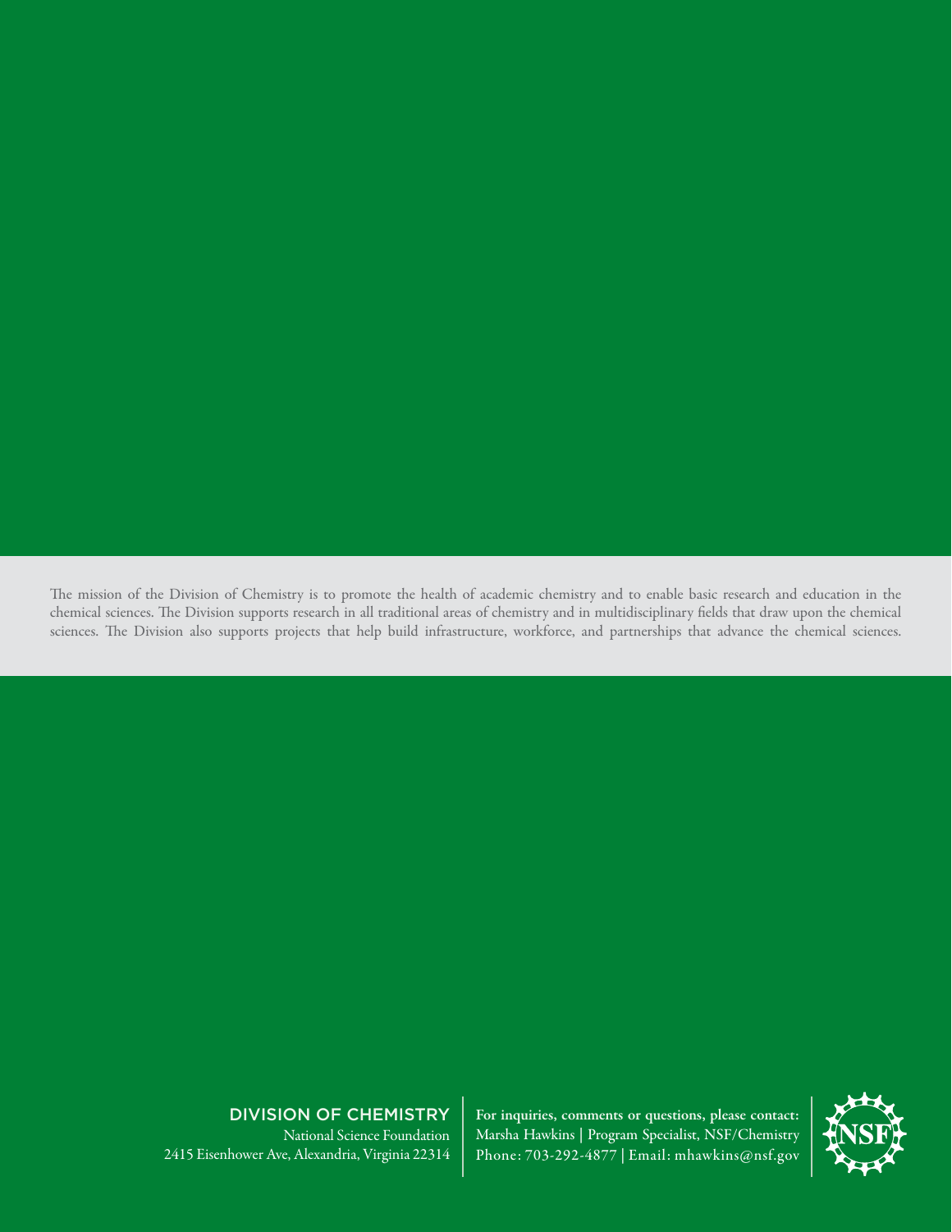The mission of the Division of Chemistry is to promote the health of academic chemistry and to enable basic research and education in the chemical sciences. The Division supports research in all traditional areas of chemistry and in multidisciplinary fields that draw upon the chemical sciences. The Division also supports projects that help build infrastructure, workforce, and partnerships that advance the chemical sciences.

DIVISION OF CHEMISTRY
National Science Foundation
2415 Eisenhower Ave, Alexandria, Virginia 22314

**For inquiries, comments or questions, please contact:**
Marsha Hawkins | Program Specialist, NSF/Chemistry
Phone: 703-292-4877 | Email: mhawkins@nsf.gov

NSF